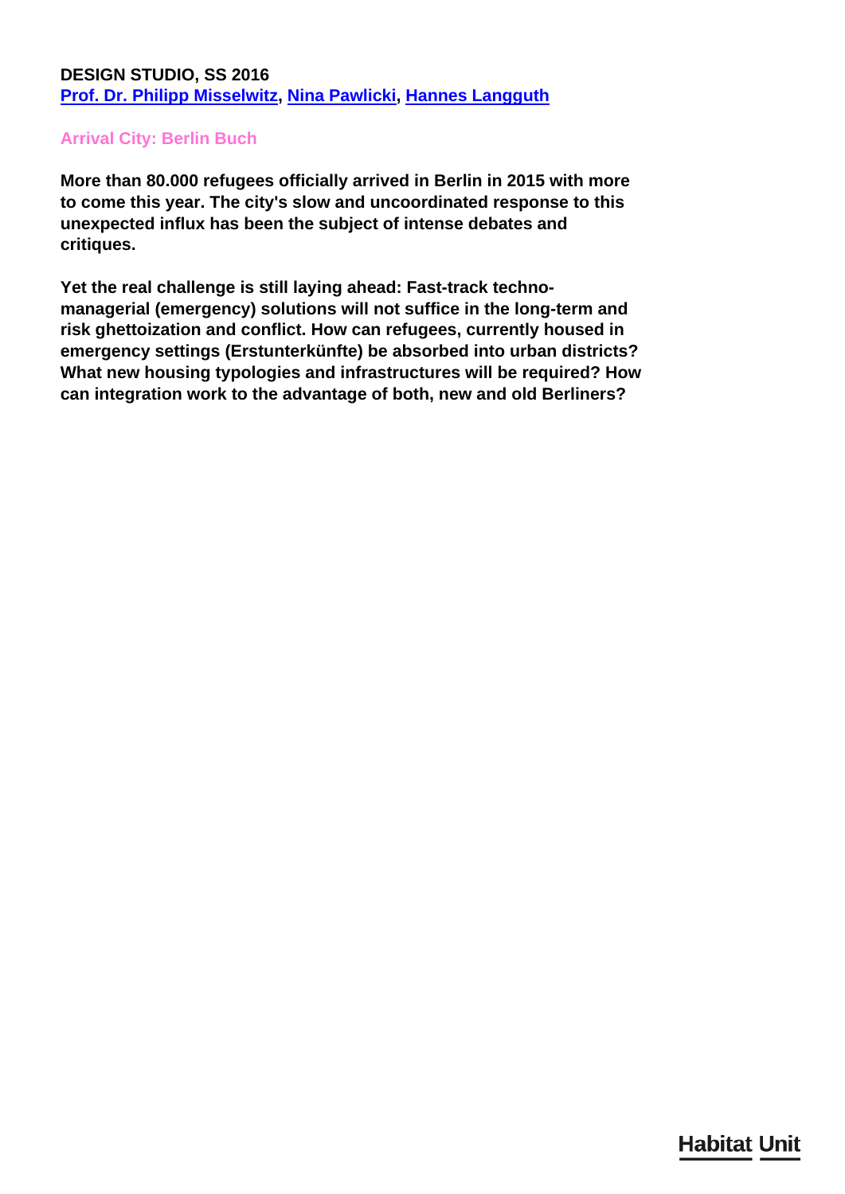**DESIGN STUDIO, SS 2016**
**Prof. Dr. Philipp Misselwitz, Nina Pawlicki, Hannes Langguth**

## Arrival City: Berlin Buch

**More than 80.000 refugees officially arrived in Berlin in 2015 with more to come this year. The city's slow and uncoordinated response to this unexpected influx has been the subject of intense debates and critiques.**

**Yet the real challenge is still laying ahead: Fast-track techno-managerial (emergency) solutions will not suffice in the long-term and risk ghettoization and conflict. How can refugees, currently housed in emergency settings (Erstunterkünfte) be absorbed into urban districts? What new housing typologies and infrastructures will be required? How can integration work to the advantage of both, new and old Berliners?**

Habitat Unit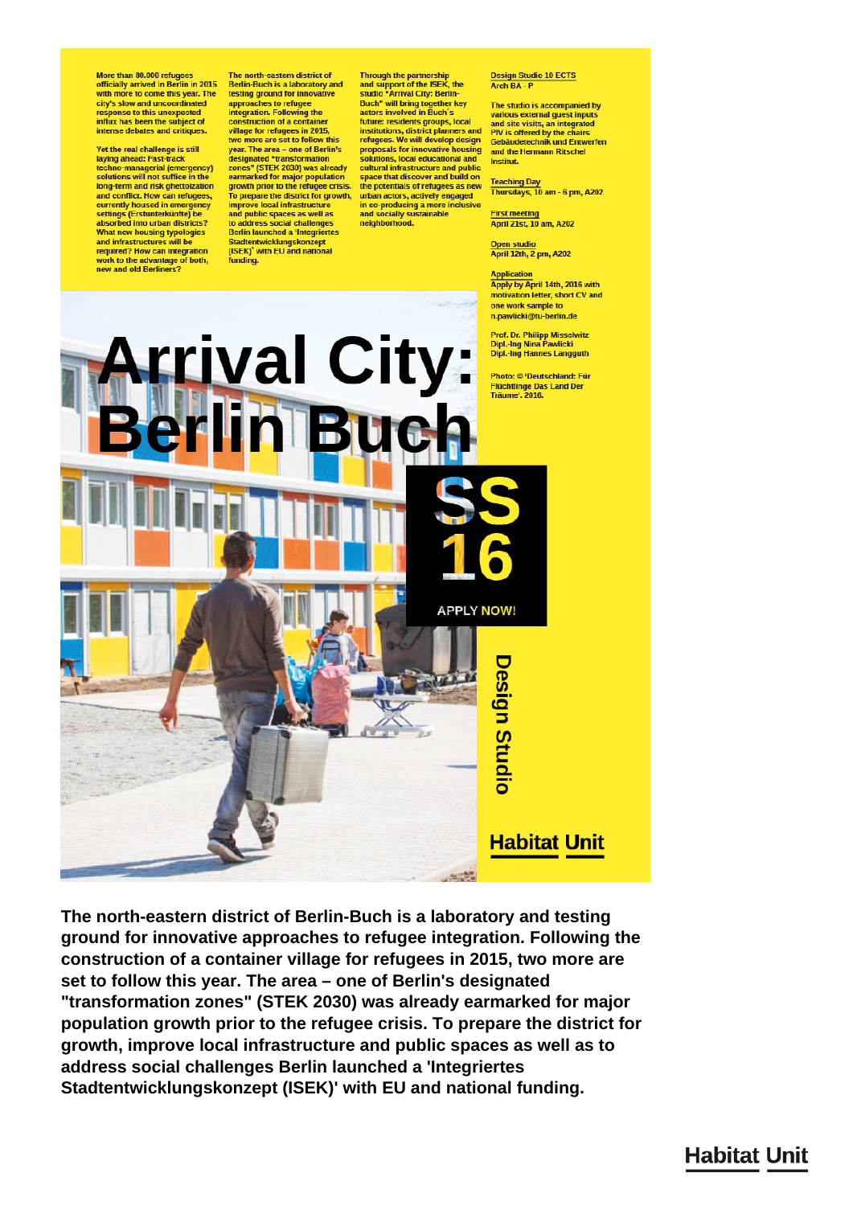More than 80.000 refugees officially arrived in Berlin in 2015 with more to come this year. The city's slow and uncoordinated response to this unexpected influx has been the subject of intense debates and critiques.

Yet the real challenge is still laying ahead: Fast-track techno-managerial (emergency) solutions will not suffice in the long-term and risk ghettoization and conflict. How can refugees, currently housed in emergency settings (Erstunterkünfte) be absorbed into urban districts? What new housing typologies and infrastructures will be required? How can integration work to the advantage of both, new and old Berliners?

The north-eastern district of Berlin-Buch is a laboratory and testing ground for innovative approaches to refugee integration. Following the construction of a container village for refugees in 2015, two more are set to follow this year. The area – one of Berlin's designated "transformation zones" (STEK 2030) was already earmarked for major population growth prior to the refugee crisis. To prepare the district for growth, improve local infrastructure and public spaces as well as to address social challenges Berlin launched a 'Integriertes Stadtentwicklungskonzept (ISEK)' with EU and national funding.

Through the partnership and support of the ISEK, the studio "Arrival City: Berlin-Buch" will bring together key actors involved in Buch's future: residents groups, local institutions, district planners and refugees. We will develop design proposals for innovative housing solutions, local educational and cultural infrastructure and public space that discover and build on the potentials of refugees as new urban actors, actively engaged in co-producing a more inclusive and socially sustainable neighborhood.

**Design Studio 10 ECTS**
Arch BA - P

The studio is accompanied by various external guest inputs and site visits, an integrated PIV is offered by the chairs Gebäudetechnik und Entwerfen and the Hermann Ritschel Institut.

**Teaching Day**
Thursdays, 10 am - 6 pm, A202

**First meeting**
April 21st, 10 am, A202

**Open studio**
April 12th, 2 pm, A202

**Application**
Apply by April 14th, 2016 with motivation letter, short CV and one work sample to n.pawlicki@tu-berlin.de

Prof. Dr. Philipp Misselwitz
Dipl.-Ing Nina Pawlicki
Dipl.-Ing Hannes Langguth

Photo: © 'Deutschland: Für Flüchtlinge Das Land Der Träume'. 2016.

# Arrival City: Berlin Buch

**SS 16**

APPLY NOW!

Design Studio

Habitat Unit

**The north-eastern district of Berlin-Buch is a laboratory and testing ground for innovative approaches to refugee integration. Following the construction of a container village for refugees in 2015, two more are set to follow this year. The area – one of Berlin's designated "transformation zones" (STEK 2030) was already earmarked for major population growth prior to the refugee crisis. To prepare the district for growth, improve local infrastructure and public spaces as well as to address social challenges Berlin launched a 'Integriertes Stadtentwicklungskonzept (ISEK)' with EU and national funding.**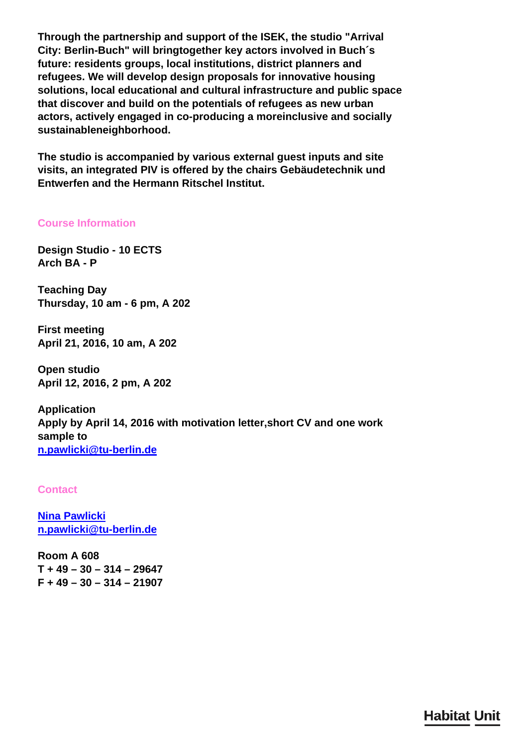**Through the partnership and support of the ISEK, the studio "Arrival City: Berlin-Buch" will bringtogether key actors involved in Buch´s future: residents groups, local institutions, district planners and refugees. We will develop design proposals for innovative housing solutions, local educational and cultural infrastructure and public space that discover and build on the potentials of refugees as new urban actors, actively engaged in co-producing a moreinclusive and socially sustainableneighborhood.**

**The studio is accompanied by various external guest inputs and site visits, an integrated PIV is offered by the chairs Gebäudetechnik und Entwerfen and the Hermann Ritschel Institut.**

## Course Information

**Design Studio - 10 ECTS**
**Arch BA - P**

**Teaching Day**
**Thursday, 10 am - 6 pm, A 202**

**First meeting**
**April 21, 2016, 10 am, A 202**

**Open studio**
**April 12, 2016, 2 pm, A 202**

**Application**
**Apply by April 14, 2016 with motivation letter,short CV and one work sample to**
**n.pawlicki@tu-berlin.de**

## Contact

**Nina Pawlicki**
**n.pawlicki@tu-berlin.de**

**Room A 608**
**T + 49 – 30 – 314 – 29647**
**F + 49 – 30 – 314 – 21907**

**Habitat Unit**